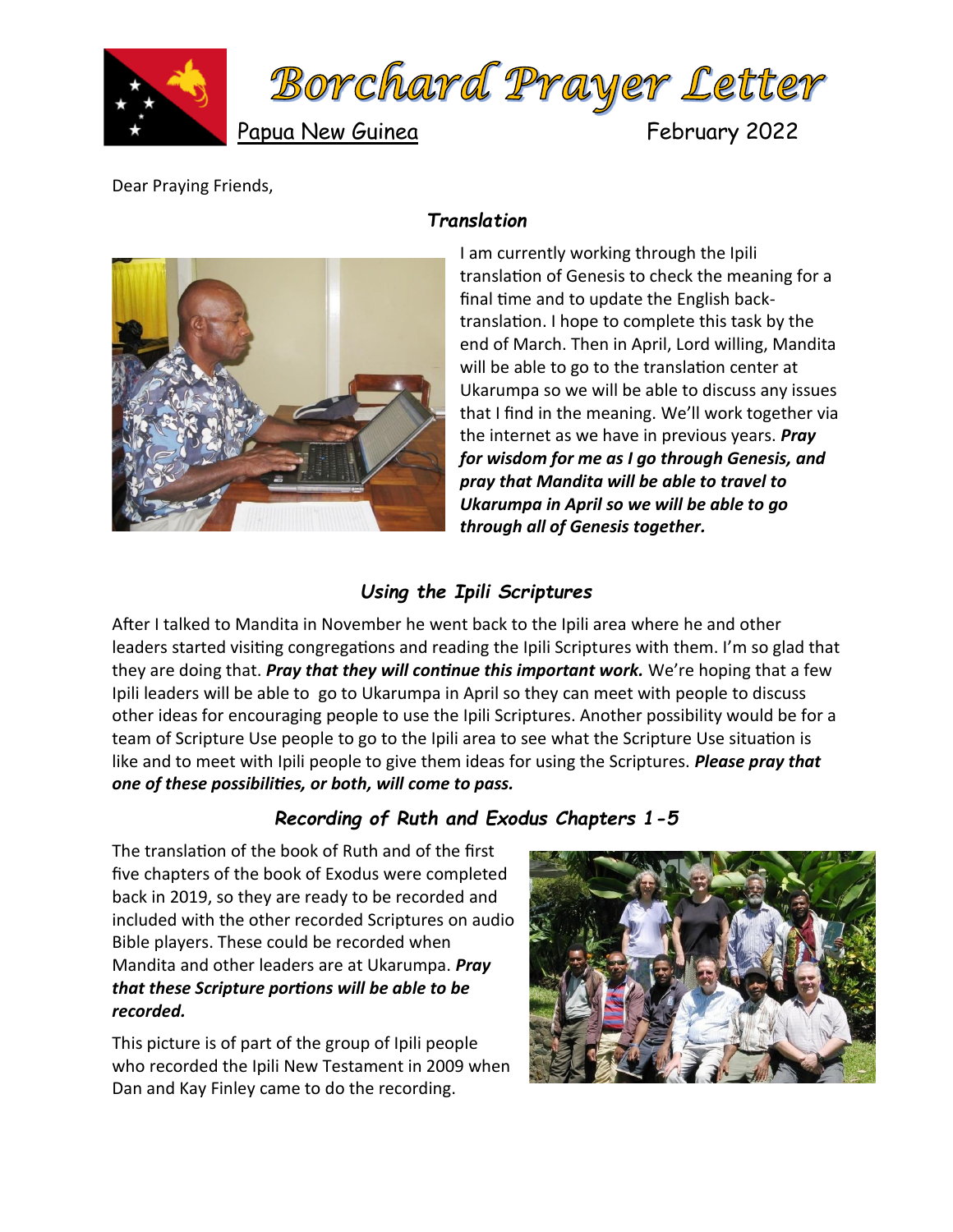# Borchard Prayer Letter

Papua New Guinea February 2022

Dear Praying Friends,

### *Translation*

I am currently working through the Ipili translation of Genesis to check the meaning for a final time and to update the English back-translation. I hope to complete this task by the end of March. Then in April, Lord willing, Mandita will be able to go to the translation center at Ukarumpa so we will be able to discuss any issues that I find in the meaning. We'll work together via the internet as we have in previous years. ***Pray for wisdom for me as I go through Genesis, and pray that Mandita will be able to travel to Ukarumpa in April so we will be able to go through all of Genesis together.***

### *Using the Ipili Scriptures*

After I talked to Mandita in November he went back to the Ipili area where he and other leaders started visiting congregations and reading the Ipili Scriptures with them. I'm so glad that they are doing that. ***Pray that they will continue this important work.*** We're hoping that a few Ipili leaders will be able to go to Ukarumpa in April so they can meet with people to discuss other ideas for encouraging people to use the Ipili Scriptures. Another possibility would be for a team of Scripture Use people to go to the Ipili area to see what the Scripture Use situation is like and to meet with Ipili people to give them ideas for using the Scriptures. ***Please pray that one of these possibilities, or both, will come to pass.***

### *Recording of Ruth and Exodus Chapters 1-5*

The translation of the book of Ruth and of the first five chapters of the book of Exodus were completed back in 2019, so they are ready to be recorded and included with the other recorded Scriptures on audio Bible players. These could be recorded when Mandita and other leaders are at Ukarumpa. ***Pray that these Scripture portions will be able to be recorded.***

This picture is of part of the group of Ipili people who recorded the Ipili New Testament in 2009 when Dan and Kay Finley came to do the recording.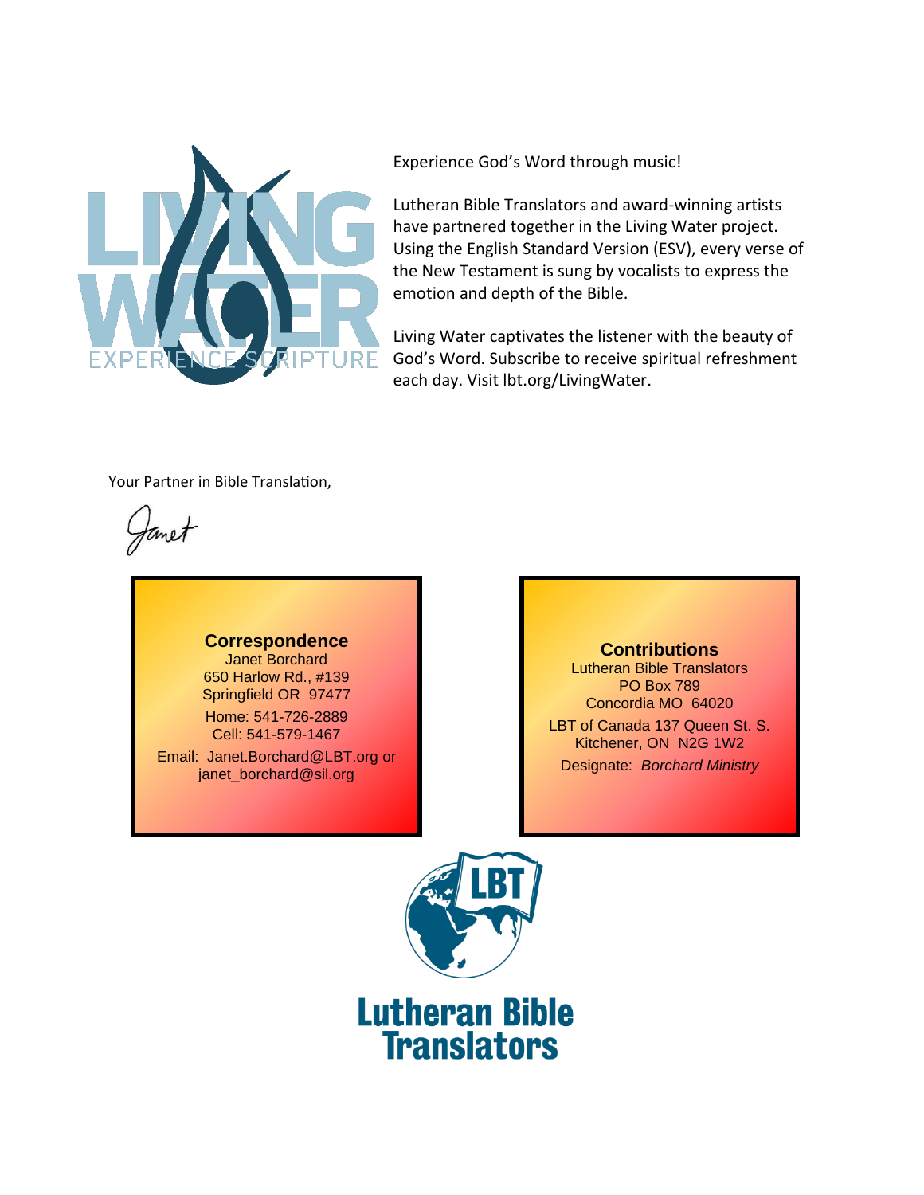LIVING WATER
EXPERIENCE SCRIPTURE

Experience God's Word through music!

Lutheran Bible Translators and award-winning artists have partnered together in the Living Water project. Using the English Standard Version (ESV), every verse of the New Testament is sung by vocalists to express the emotion and depth of the Bible.

Living Water captivates the listener with the beauty of God's Word. Subscribe to receive spiritual refreshment each day. Visit lbt.org/LivingWater.

Your Partner in Bible Translation,

Janet

**Correspondence**
Janet Borchard
650 Harlow Rd., #139
Springfield OR 97477
Home: 541-726-2889
Cell: 541-579-1467
Email: Janet.Borchard@LBT.org or janet_borchard@sil.org

**Contributions**
Lutheran Bible Translators
PO Box 789
Concordia MO 64020
LBT of Canada 137 Queen St. S.
Kitchener, ON N2G 1W2
Designate: *Borchard Ministry*

LBT
Lutheran Bible Translators